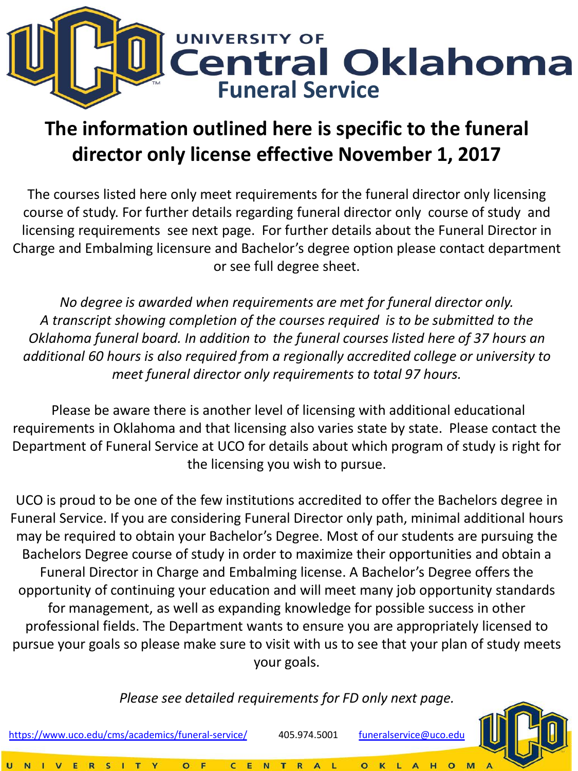# UNIVERSITY OF Central Oklahoma Funeral Service

## The information outlined here is specific to the funeral director only license effective November 1, 2017

The courses listed here only meet requirements for the funeral director only licensing course of study. For further details regarding funeral director only course of study and licensing requirements see next page. For further details about the Funeral Director in Charge and Embalming licensure and Bachelor's degree option please contact department or see full degree sheet.

*No degree is awarded when requirements are met for funeral director only. A transcript showing completion of the courses required is to be submitted to the Oklahoma funeral board. In addition to the funeral courses listed here of 37 hours an additional 60 hours is also required from a regionally accredited college or university to meet funeral director only requirements to total 97 hours.*

Please be aware there is another level of licensing with additional educational requirements in Oklahoma and that licensing also varies state by state. Please contact the Department of Funeral Service at UCO for details about which program of study is right for the licensing you wish to pursue.

UCO is proud to be one of the few institutions accredited to offer the Bachelors degree in Funeral Service. If you are considering Funeral Director only path, minimal additional hours may be required to obtain your Bachelor's Degree. Most of our students are pursuing the Bachelors Degree course of study in order to maximize their opportunities and obtain a Funeral Director in Charge and Embalming license. A Bachelor's Degree offers the opportunity of continuing your education and will meet many job opportunity standards for management, as well as expanding knowledge for possible success in other professional fields. The Department wants to ensure you are appropriately licensed to pursue your goals so please make sure to visit with us to see that your plan of study meets your goals.

*Please see detailed requirements for FD only next page.*

https://www.uco.edu/cms/academics/funeral-service/ 405.974.5001 funeralservice@uco.edu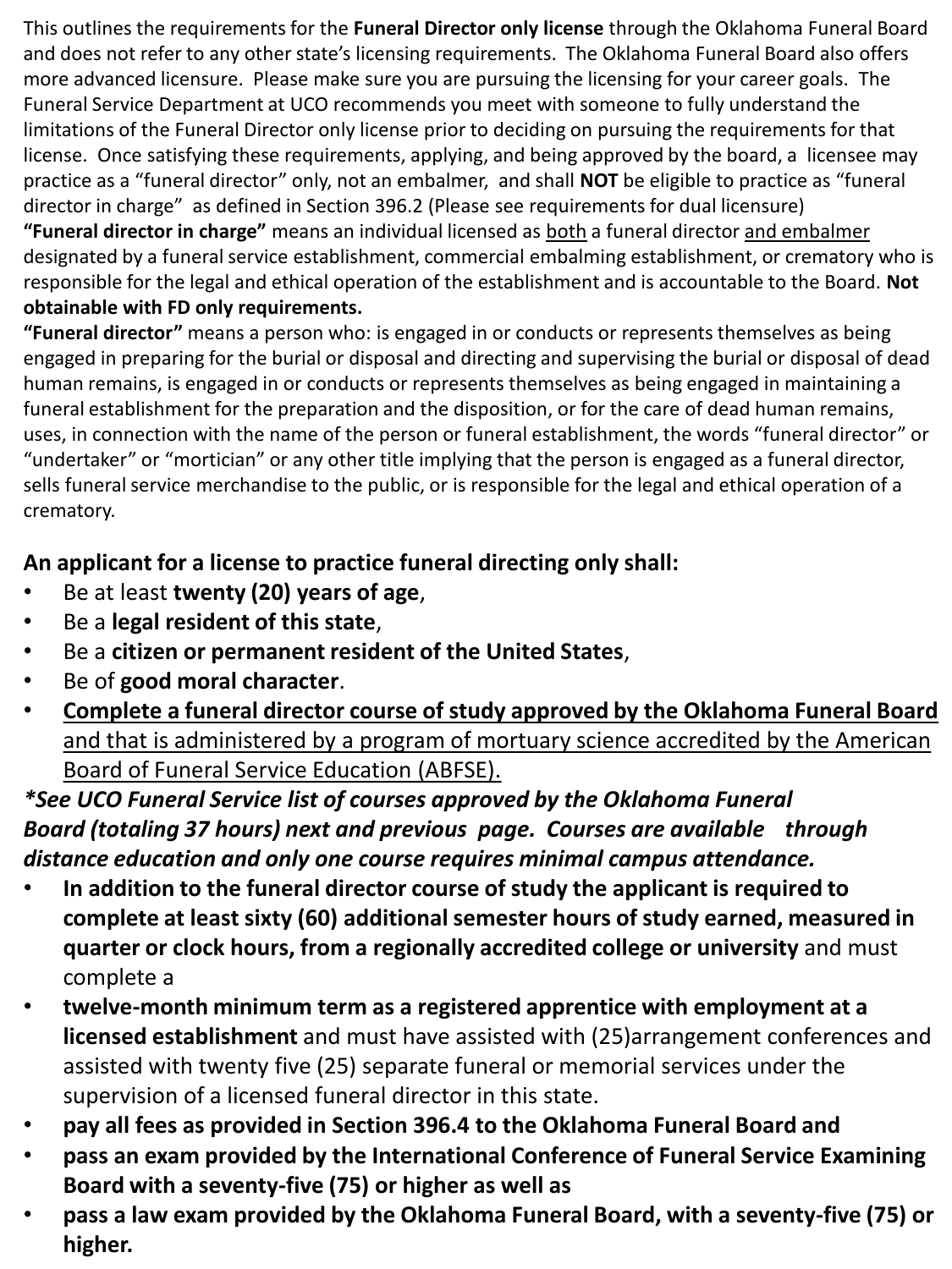This outlines the requirements for the **Funeral Director only license** through the Oklahoma Funeral Board and does not refer to any other state's licensing requirements. The Oklahoma Funeral Board also offers more advanced licensure. Please make sure you are pursuing the licensing for your career goals. The Funeral Service Department at UCO recommends you meet with someone to fully understand the limitations of the Funeral Director only license prior to deciding on pursuing the requirements for that license. Once satisfying these requirements, applying, and being approved by the board, a licensee may practice as a "funeral director" only, not an embalmer, and shall **NOT** be eligible to practice as "funeral director in charge" as defined in Section 396.2 (Please see requirements for dual licensure)

**"Funeral director in charge"** means an individual licensed as <u>both</u> a funeral director <u>and embalmer</u> designated by a funeral service establishment, commercial embalming establishment, or crematory who is responsible for the legal and ethical operation of the establishment and is accountable to the Board. **Not obtainable with FD only requirements.**

**"Funeral director"** means a person who: is engaged in or conducts or represents themselves as being engaged in preparing for the burial or disposal and directing and supervising the burial or disposal of dead human remains, is engaged in or conducts or represents themselves as being engaged in maintaining a funeral establishment for the preparation and the disposition, or for the care of dead human remains, uses, in connection with the name of the person or funeral establishment, the words "funeral director" or "undertaker" or "mortician" or any other title implying that the person is engaged as a funeral director, sells funeral service merchandise to the public, or is responsible for the legal and ethical operation of a crematory.

**An applicant for a license to practice funeral directing only shall:**

- Be at least **twenty (20) years of age**,
- Be a **legal resident of this state**,
- Be a **citizen or permanent resident of the United States**,
- Be of **good moral character**.
- <u>**Complete a funeral director course of study approved by the Oklahoma Funeral Board** and that is administered by a program of mortuary science accredited by the American Board of Funeral Service Education (ABFSE).</u>

***See UCO Funeral Service list of courses approved by the Oklahoma Funeral Board (totaling 37 hours) next and previous page. Courses are available through distance education and only one course requires minimal campus attendance.***

- **In addition to the funeral director course of study the applicant is required to complete at least sixty (60) additional semester hours of study earned, measured in quarter or clock hours, from a regionally accredited college or university** and must complete a
- **twelve-month minimum term as a registered apprentice with employment at a licensed establishment** and must have assisted with (25)arrangement conferences and assisted with twenty five (25) separate funeral or memorial services under the supervision of a licensed funeral director in this state.
- **pay all fees as provided in Section 396.4 to the Oklahoma Funeral Board and**
- **pass an exam provided by the International Conference of Funeral Service Examining Board with a seventy-five (75) or higher as well as**
- **pass a law exam provided by the Oklahoma Funeral Board, with a seventy-five (75) or higher.**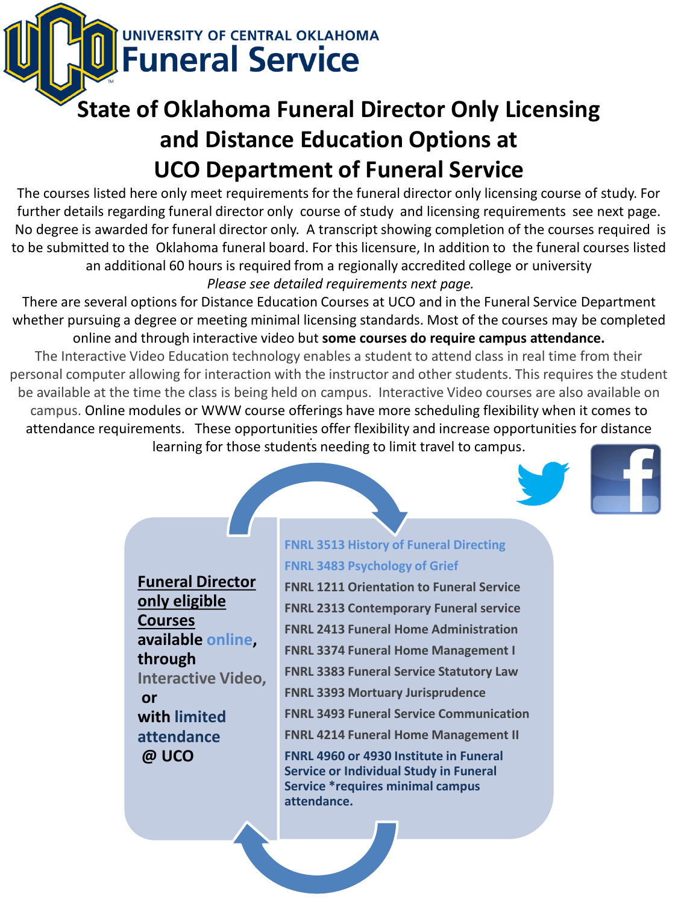UNIVERSITY OF CENTRAL OKLAHOMA
**Funeral Service**

# State of Oklahoma Funeral Director Only Licensing and Distance Education Options at UCO Department of Funeral Service

The courses listed here only meet requirements for the funeral director only licensing course of study. For further details regarding funeral director only course of study and licensing requirements see next page. No degree is awarded for funeral director only. A transcript showing completion of the courses required is to be submitted to the Oklahoma funeral board. For this licensure, In addition to the funeral courses listed an additional 60 hours is required from a regionally accredited college or university

*Please see detailed requirements next page.*

There are several options for Distance Education Courses at UCO and in the Funeral Service Department whether pursuing a degree or meeting minimal licensing standards. Most of the courses may be completed online and through interactive video but **some courses do require campus attendance.**

The Interactive Video Education technology enables a student to attend class in real time from their personal computer allowing for interaction with the instructor and other students. This requires the student be available at the time the class is being held on campus. Interactive Video courses are also available on campus. Online modules or WWW course offerings have more scheduling flexibility when it comes to attendance requirements. These opportunities offer flexibility and increase opportunities for distance learning for those students needing to limit travel to campus.

**Funeral Director only eligible Courses available online, through Interactive Video, or with limited attendance @ UCO**

- FNRL 3513 History of Funeral Directing
- FNRL 3483 Psychology of Grief
- FNRL 1211 Orientation to Funeral Service
- FNRL 2313 Contemporary Funeral service
- FNRL 2413 Funeral Home Administration
- FNRL 3374 Funeral Home Management I
- FNRL 3383 Funeral Service Statutory Law
- FNRL 3393 Mortuary Jurisprudence
- FNRL 3493 Funeral Service Communication
- FNRL 4214 Funeral Home Management II
- FNRL 4960 or 4930 Institute in Funeral Service or Individual Study in Funeral Service *requires minimal campus attendance.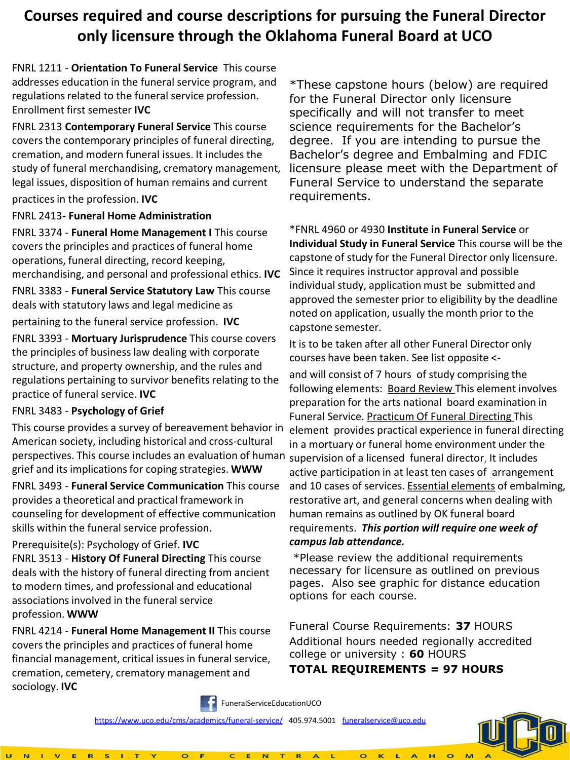# Courses required and course descriptions for pursuing the Funeral Director only licensure through the Oklahoma Funeral Board at UCO

FNRL 1211 - **Orientation To Funeral Service** This course addresses education in the funeral service program, and regulations related to the funeral service profession. Enrollment first semester **IVC**

FNRL 2313 **Contemporary Funeral Service** This course covers the contemporary principles of funeral directing, cremation, and modern funeral issues. It includes the study of funeral merchandising, crematory management, legal issues, disposition of human remains and current practices in the profession. **IVC**

FNRL 2413**- Funeral Home Administration**

FNRL 3374 - **Funeral Home Management I** This course covers the principles and practices of funeral home operations, funeral directing, record keeping, merchandising, and personal and professional ethics. **IVC**

FNRL 3383 - **Funeral Service Statutory Law** This course deals with statutory laws and legal medicine as pertaining to the funeral service profession. **IVC**

FNRL 3393 - **Mortuary Jurisprudence** This course covers the principles of business law dealing with corporate structure, and property ownership, and the rules and regulations pertaining to survivor benefits relating to the practice of funeral service. **IVC**

FNRL 3483 - **Psychology of Grief**

This course provides a survey of bereavement behavior in American society, including historical and cross-cultural perspectives. This course includes an evaluation of human grief and its implications for coping strategies. **WWW**

FNRL 3493 - **Funeral Service Communication** This course provides a theoretical and practical framework in counseling for development of effective communication skills within the funeral service profession.

Prerequisite(s): Psychology of Grief. **IVC**

FNRL 3513 - **History Of Funeral Directing** This course deals with the history of funeral directing from ancient to modern times, and professional and educational associations involved in the funeral service profession. **WWW**

FNRL 4214 - **Funeral Home Management II** This course covers the principles and practices of funeral home financial management, critical issues in funeral service, cremation, cemetery, crematory management and sociology. **IVC**

*These capstone hours (below) are required for the Funeral Director only licensure specifically and will not transfer to meet science requirements for the Bachelor's degree. If you are intending to pursue the Bachelor's degree and Embalming and FDIC licensure please meet with the Department of Funeral Service to understand the separate requirements.

*FNRL 4960 or 4930 **Institute in Funeral Service** or **Individual Study in Funeral Service** This course will be the capstone of study for the Funeral Director only licensure. Since it requires instructor approval and possible individual study, application must be submitted and approved the semester prior to eligibility by the deadline noted on application, usually the month prior to the capstone semester.

It is to be taken after all other Funeral Director only courses have been taken. See list opposite <-

and will consist of 7 hours of study comprising the following elements: Board Review This element involves preparation for the arts national board examination in Funeral Service. Practicum Of Funeral Directing This element provides practical experience in funeral directing in a mortuary or funeral home environment under the supervision of a licensed funeral director, It includes active participation in at least ten cases of arrangement and 10 cases of services. Essential elements of embalming, restorative art, and general concerns when dealing with human remains as outlined by OK funeral board requirements. ***This portion will require one week of campus lab attendance.***

*Please review the additional requirements necessary for licensure as outlined on previous pages. Also see graphic for distance education options for each course.

Funeral Course Requirements: **37** HOURS

Additional hours needed regionally accredited college or university : **60** HOURS

**TOTAL REQUIREMENTS = 97 HOURS**

FuneralServiceEducationUCO

https://www.uco.edu/cms/academics/funeral-service/ 405.974.5001 funeralservice@uco.edu

UNIVERSITY OF CENTRAL OKLAHOMA